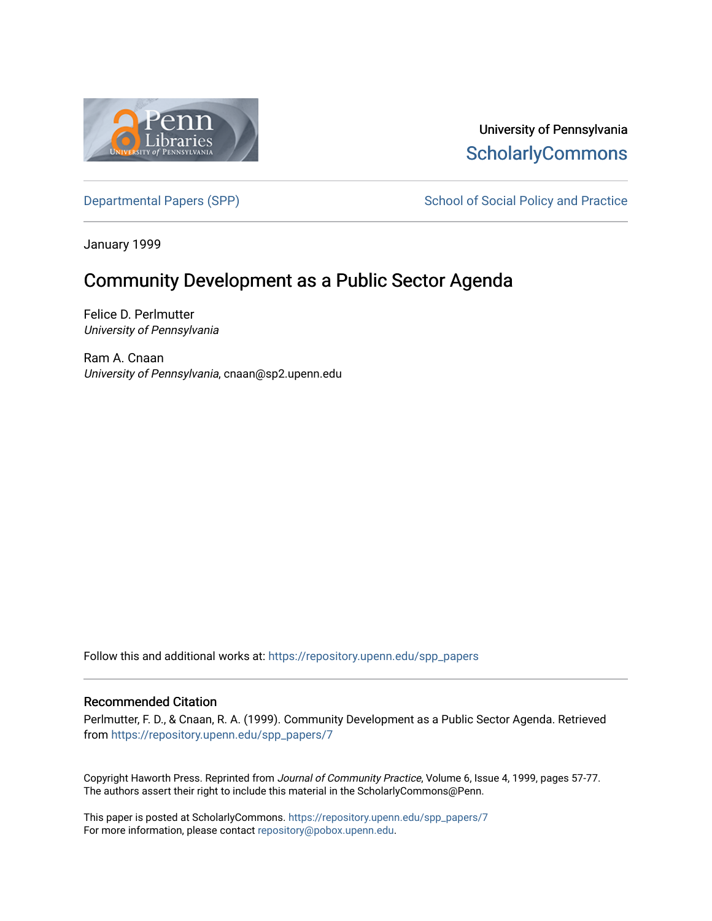University of Pennsylvania
ScholarlyCommons

Departmental Papers (SPP)

School of Social Policy and Practice

January 1999

# Community Development as a Public Sector Agenda

Felice D. Perlmutter
*University of Pennsylvania*

Ram A. Cnaan
*University of Pennsylvania*, cnaan@sp2.upenn.edu

Follow this and additional works at: https://repository.upenn.edu/spp_papers

## Recommended Citation

Perlmutter, F. D., & Cnaan, R. A. (1999). Community Development as a Public Sector Agenda. Retrieved from https://repository.upenn.edu/spp_papers/7

Copyright Haworth Press. Reprinted from *Journal of Community Practice*, Volume 6, Issue 4, 1999, pages 57-77. The authors assert their right to include this material in the ScholarlyCommons@Penn.

This paper is posted at ScholarlyCommons. https://repository.upenn.edu/spp_papers/7
For more information, please contact repository@pobox.upenn.edu.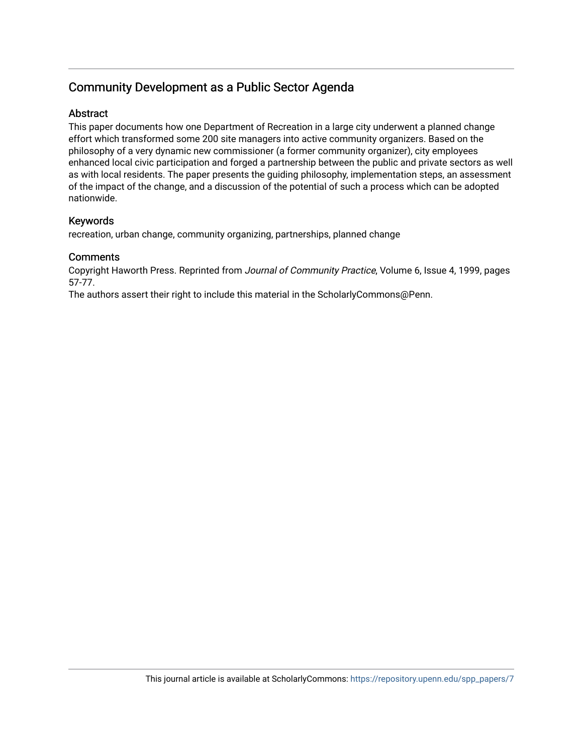## Community Development as a Public Sector Agenda

### Abstract

This paper documents how one Department of Recreation in a large city underwent a planned change effort which transformed some 200 site managers into active community organizers. Based on the philosophy of a very dynamic new commissioner (a former community organizer), city employees enhanced local civic participation and forged a partnership between the public and private sectors as well as with local residents. The paper presents the guiding philosophy, implementation steps, an assessment of the impact of the change, and a discussion of the potential of such a process which can be adopted nationwide.

### Keywords

recreation, urban change, community organizing, partnerships, planned change

### Comments

Copyright Haworth Press. Reprinted from *Journal of Community Practice*, Volume 6, Issue 4, 1999, pages 57-77.
The authors assert their right to include this material in the ScholarlyCommons@Penn.

This journal article is available at ScholarlyCommons: https://repository.upenn.edu/spp_papers/7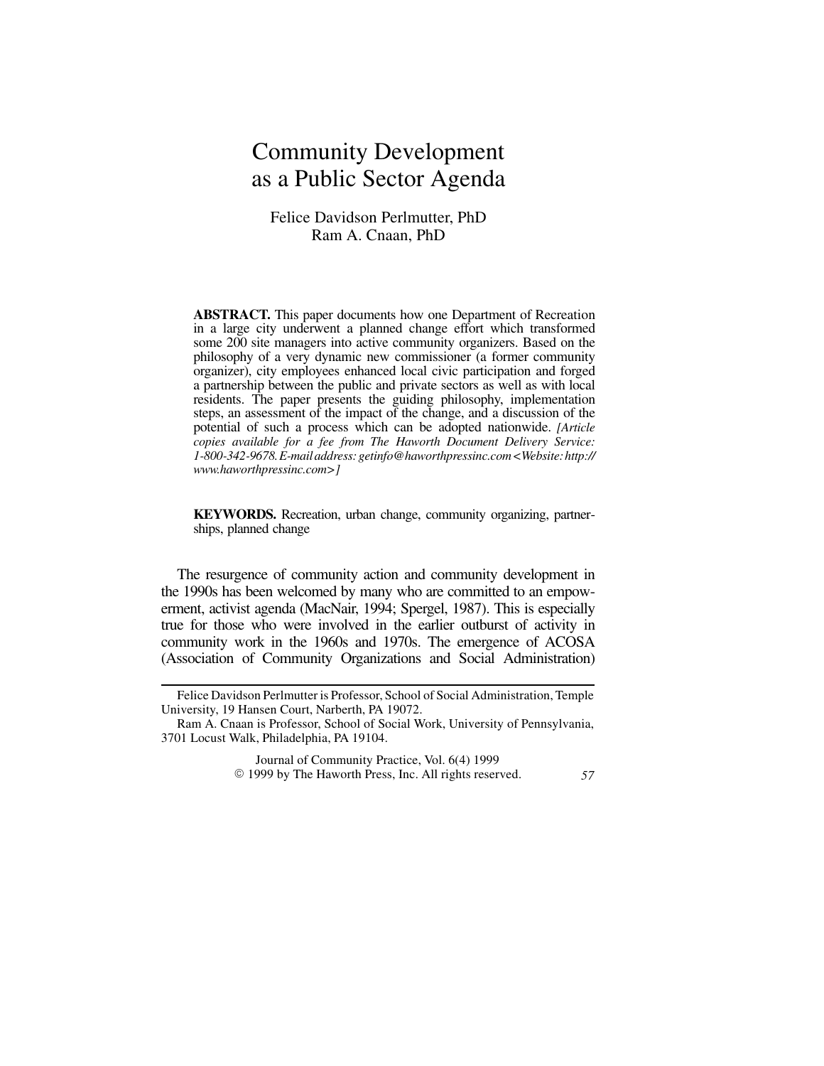# Community Development as a Public Sector Agenda

Felice Davidson Perlmutter, PhD
Ram A. Cnaan, PhD

**ABSTRACT.** This paper documents how one Department of Recreation in a large city underwent a planned change effort which transformed some 200 site managers into active community organizers. Based on the philosophy of a very dynamic new commissioner (a former community organizer), city employees enhanced local civic participation and forged a partnership between the public and private sectors as well as with local residents. The paper presents the guiding philosophy, implementation steps, an assessment of the impact of the change, and a discussion of the potential of such a process which can be adopted nationwide. *[Article copies available for a fee from The Haworth Document Delivery Service: 1-800-342-9678. E-mail address: getinfo@haworthpressinc.com <Website: http://www.haworthpressinc.com>]*

**KEYWORDS.** Recreation, urban change, community organizing, partnerships, planned change

The resurgence of community action and community development in the 1990s has been welcomed by many who are committed to an empowerment, activist agenda (MacNair, 1994; Spergel, 1987). This is especially true for those who were involved in the earlier outburst of activity in community work in the 1960s and 1970s. The emergence of ACOSA (Association of Community Organizations and Social Administration)

---

Felice Davidson Perlmutter is Professor, School of Social Administration, Temple University, 19 Hansen Court, Narberth, PA 19072.

Ram A. Cnaan is Professor, School of Social Work, University of Pennsylvania, 3701 Locust Walk, Philadelphia, PA 19104.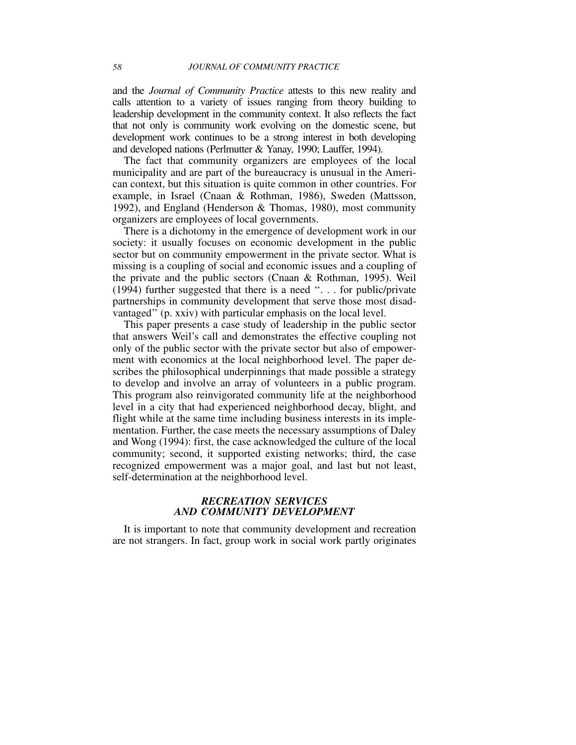and the *Journal of Community Practice* attests to this new reality and calls attention to a variety of issues ranging from theory building to leadership development in the community context. It also reflects the fact that not only is community work evolving on the domestic scene, but development work continues to be a strong interest in both developing and developed nations (Perlmutter & Yanay, 1990; Lauffer, 1994).

The fact that community organizers are employees of the local municipality and are part of the bureaucracy is unusual in the American context, but this situation is quite common in other countries. For example, in Israel (Cnaan & Rothman, 1986), Sweden (Mattsson, 1992), and England (Henderson & Thomas, 1980), most community organizers are employees of local governments.

There is a dichotomy in the emergence of development work in our society: it usually focuses on economic development in the public sector but on community empowerment in the private sector. What is missing is a coupling of social and economic issues and a coupling of the private and the public sectors (Cnaan & Rothman, 1995). Weil (1994) further suggested that there is a need ". . . for public/private partnerships in community development that serve those most disadvantaged" (p. xxiv) with particular emphasis on the local level.

This paper presents a case study of leadership in the public sector that answers Weil's call and demonstrates the effective coupling not only of the public sector with the private sector but also of empowerment with economics at the local neighborhood level. The paper describes the philosophical underpinnings that made possible a strategy to develop and involve an array of volunteers in a public program. This program also reinvigorated community life at the neighborhood level in a city that had experienced neighborhood decay, blight, and flight while at the same time including business interests in its implementation. Further, the case meets the necessary assumptions of Daley and Wong (1994): first, the case acknowledged the culture of the local community; second, it supported existing networks; third, the case recognized empowerment was a major goal, and last but not least, self-determination at the neighborhood level.

## *RECREATION SERVICES AND COMMUNITY DEVELOPMENT*

It is important to note that community development and recreation are not strangers. In fact, group work in social work partly originates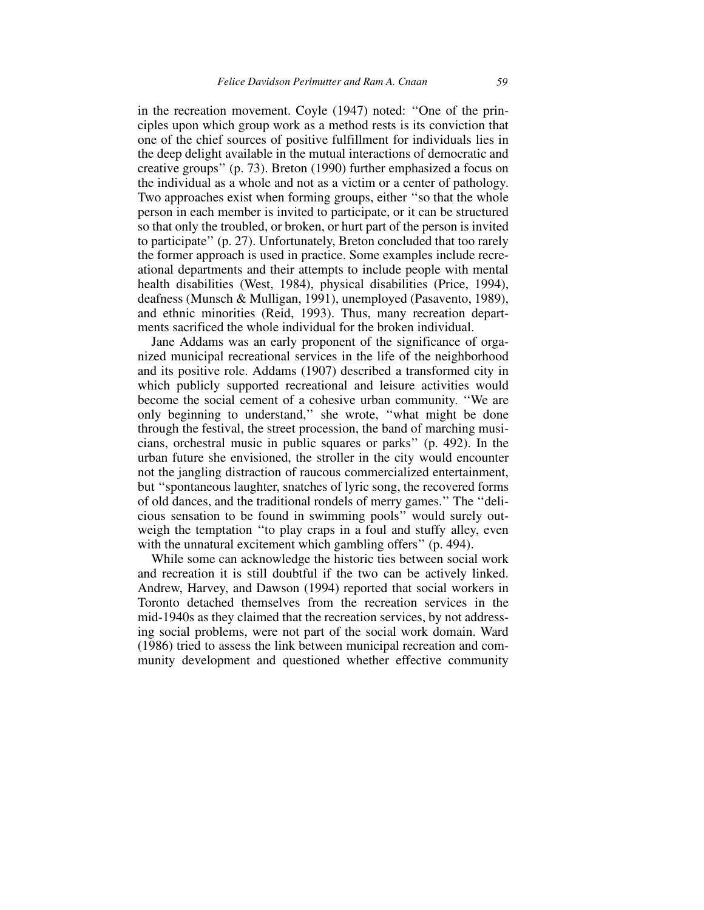in the recreation movement. Coyle (1947) noted: ''One of the principles upon which group work as a method rests is its conviction that one of the chief sources of positive fulfillment for individuals lies in the deep delight available in the mutual interactions of democratic and creative groups'' (p. 73). Breton (1990) further emphasized a focus on the individual as a whole and not as a victim or a center of pathology. Two approaches exist when forming groups, either ''so that the whole person in each member is invited to participate, or it can be structured so that only the troubled, or broken, or hurt part of the person is invited to participate'' (p. 27). Unfortunately, Breton concluded that too rarely the former approach is used in practice. Some examples include recreational departments and their attempts to include people with mental health disabilities (West, 1984), physical disabilities (Price, 1994), deafness (Munsch & Mulligan, 1991), unemployed (Pasavento, 1989), and ethnic minorities (Reid, 1993). Thus, many recreation departments sacrificed the whole individual for the broken individual.

Jane Addams was an early proponent of the significance of organized municipal recreational services in the life of the neighborhood and its positive role. Addams (1907) described a transformed city in which publicly supported recreational and leisure activities would become the social cement of a cohesive urban community. ''We are only beginning to understand,'' she wrote, ''what might be done through the festival, the street procession, the band of marching musicians, orchestral music in public squares or parks'' (p. 492). In the urban future she envisioned, the stroller in the city would encounter not the jangling distraction of raucous commercialized entertainment, but ''spontaneous laughter, snatches of lyric song, the recovered forms of old dances, and the traditional rondels of merry games.'' The ''delicious sensation to be found in swimming pools'' would surely outweigh the temptation ''to play craps in a foul and stuffy alley, even with the unnatural excitement which gambling offers'' (p. 494).

While some can acknowledge the historic ties between social work and recreation it is still doubtful if the two can be actively linked. Andrew, Harvey, and Dawson (1994) reported that social workers in Toronto detached themselves from the recreation services in the mid-1940s as they claimed that the recreation services, by not addressing social problems, were not part of the social work domain. Ward (1986) tried to assess the link between municipal recreation and community development and questioned whether effective community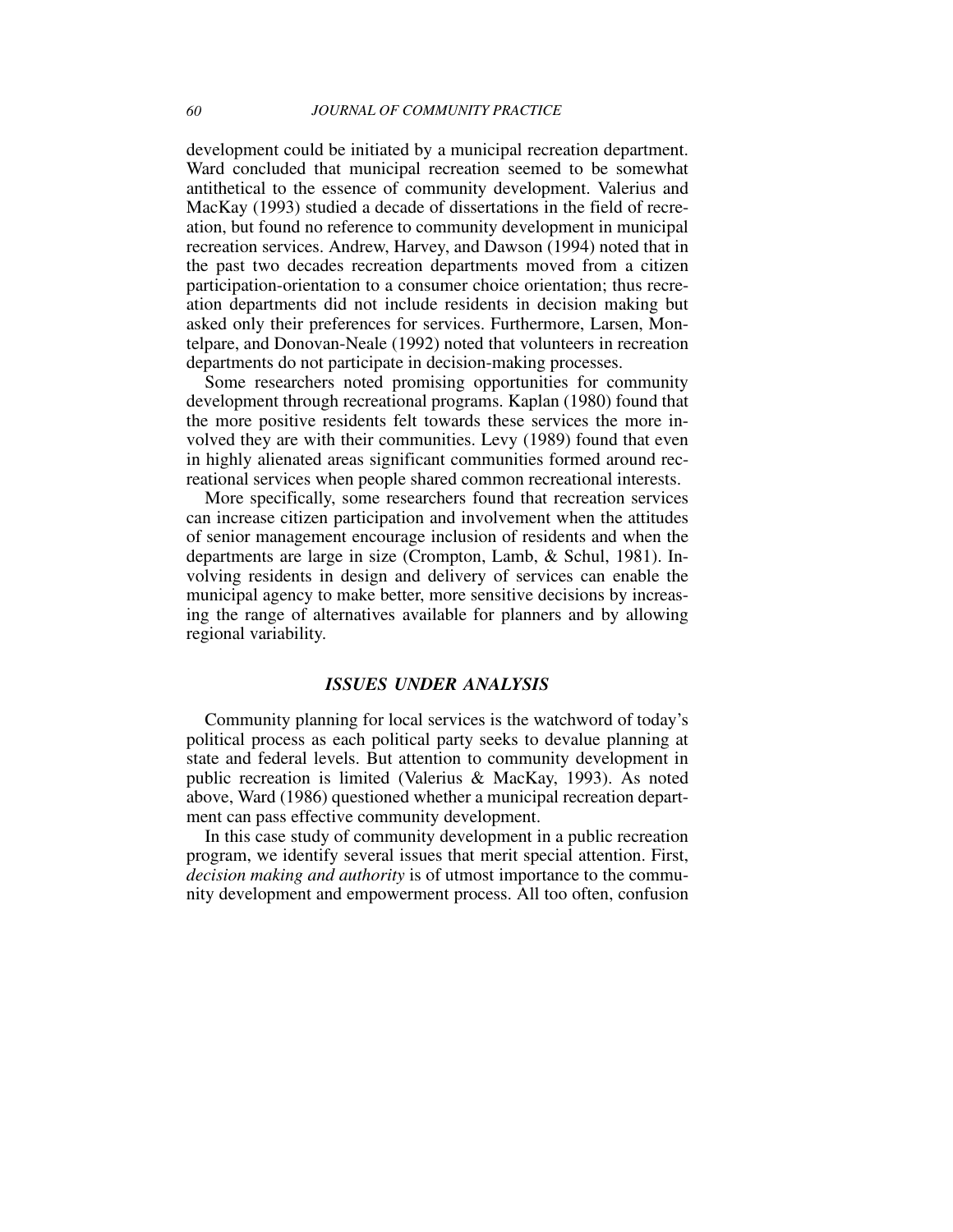development could be initiated by a municipal recreation department. Ward concluded that municipal recreation seemed to be somewhat antithetical to the essence of community development. Valerius and MacKay (1993) studied a decade of dissertations in the field of recreation, but found no reference to community development in municipal recreation services. Andrew, Harvey, and Dawson (1994) noted that in the past two decades recreation departments moved from a citizen participation-orientation to a consumer choice orientation; thus recreation departments did not include residents in decision making but asked only their preferences for services. Furthermore, Larsen, Montelpare, and Donovan-Neale (1992) noted that volunteers in recreation departments do not participate in decision-making processes.

Some researchers noted promising opportunities for community development through recreational programs. Kaplan (1980) found that the more positive residents felt towards these services the more involved they are with their communities. Levy (1989) found that even in highly alienated areas significant communities formed around recreational services when people shared common recreational interests.

More specifically, some researchers found that recreation services can increase citizen participation and involvement when the attitudes of senior management encourage inclusion of residents and when the departments are large in size (Crompton, Lamb, & Schul, 1981). Involving residents in design and delivery of services can enable the municipal agency to make better, more sensitive decisions by increasing the range of alternatives available for planners and by allowing regional variability.

## *ISSUES UNDER ANALYSIS*

Community planning for local services is the watchword of today's political process as each political party seeks to devalue planning at state and federal levels. But attention to community development in public recreation is limited (Valerius & MacKay, 1993). As noted above, Ward (1986) questioned whether a municipal recreation department can pass effective community development.

In this case study of community development in a public recreation program, we identify several issues that merit special attention. First, *decision making and authority* is of utmost importance to the community development and empowerment process. All too often, confusion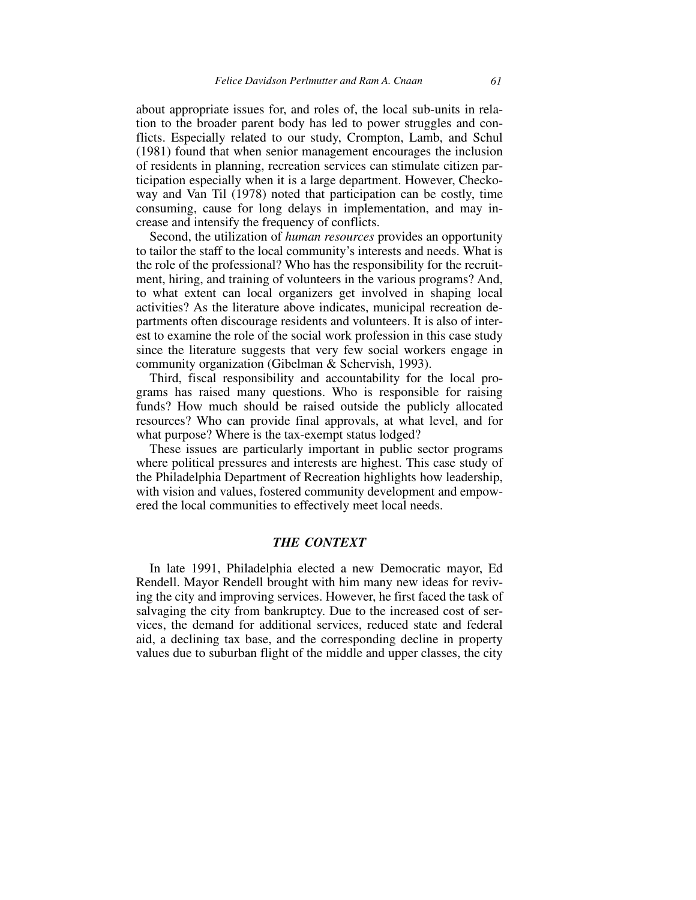about appropriate issues for, and roles of, the local sub-units in relation to the broader parent body has led to power struggles and conflicts. Especially related to our study, Crompton, Lamb, and Schul (1981) found that when senior management encourages the inclusion of residents in planning, recreation services can stimulate citizen participation especially when it is a large department. However, Checkoway and Van Til (1978) noted that participation can be costly, time consuming, cause for long delays in implementation, and may increase and intensify the frequency of conflicts.

Second, the utilization of *human resources* provides an opportunity to tailor the staff to the local community's interests and needs. What is the role of the professional? Who has the responsibility for the recruitment, hiring, and training of volunteers in the various programs? And, to what extent can local organizers get involved in shaping local activities? As the literature above indicates, municipal recreation departments often discourage residents and volunteers. It is also of interest to examine the role of the social work profession in this case study since the literature suggests that very few social workers engage in community organization (Gibelman & Schervish, 1993).

Third, fiscal responsibility and accountability for the local programs has raised many questions. Who is responsible for raising funds? How much should be raised outside the publicly allocated resources? Who can provide final approvals, at what level, and for what purpose? Where is the tax-exempt status lodged?

These issues are particularly important in public sector programs where political pressures and interests are highest. This case study of the Philadelphia Department of Recreation highlights how leadership, with vision and values, fostered community development and empowered the local communities to effectively meet local needs.

## *THE CONTEXT*

In late 1991, Philadelphia elected a new Democratic mayor, Ed Rendell. Mayor Rendell brought with him many new ideas for reviving the city and improving services. However, he first faced the task of salvaging the city from bankruptcy. Due to the increased cost of services, the demand for additional services, reduced state and federal aid, a declining tax base, and the corresponding decline in property values due to suburban flight of the middle and upper classes, the city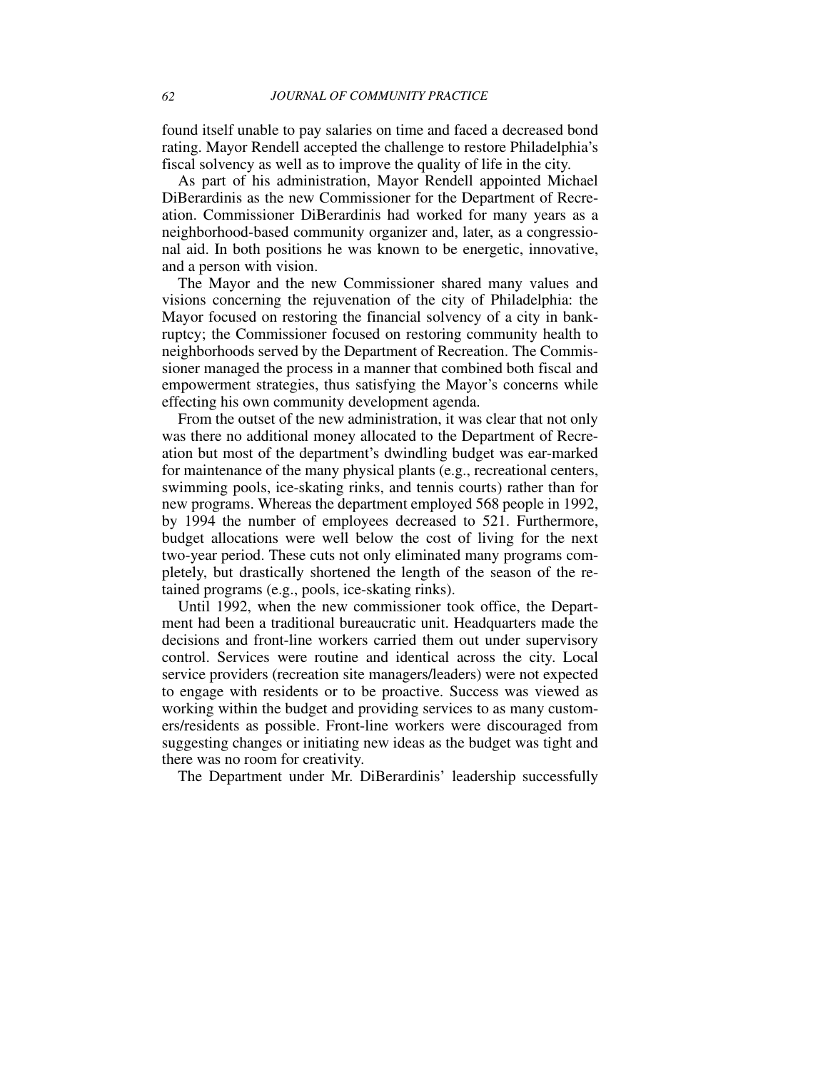found itself unable to pay salaries on time and faced a decreased bond rating. Mayor Rendell accepted the challenge to restore Philadelphia's fiscal solvency as well as to improve the quality of life in the city.

As part of his administration, Mayor Rendell appointed Michael DiBerardinis as the new Commissioner for the Department of Recreation. Commissioner DiBerardinis had worked for many years as a neighborhood-based community organizer and, later, as a congressional aid. In both positions he was known to be energetic, innovative, and a person with vision.

The Mayor and the new Commissioner shared many values and visions concerning the rejuvenation of the city of Philadelphia: the Mayor focused on restoring the financial solvency of a city in bankruptcy; the Commissioner focused on restoring community health to neighborhoods served by the Department of Recreation. The Commissioner managed the process in a manner that combined both fiscal and empowerment strategies, thus satisfying the Mayor's concerns while effecting his own community development agenda.

From the outset of the new administration, it was clear that not only was there no additional money allocated to the Department of Recreation but most of the department's dwindling budget was ear-marked for maintenance of the many physical plants (e.g., recreational centers, swimming pools, ice-skating rinks, and tennis courts) rather than for new programs. Whereas the department employed 568 people in 1992, by 1994 the number of employees decreased to 521. Furthermore, budget allocations were well below the cost of living for the next two-year period. These cuts not only eliminated many programs completely, but drastically shortened the length of the season of the retained programs (e.g., pools, ice-skating rinks).

Until 1992, when the new commissioner took office, the Department had been a traditional bureaucratic unit. Headquarters made the decisions and front-line workers carried them out under supervisory control. Services were routine and identical across the city. Local service providers (recreation site managers/leaders) were not expected to engage with residents or to be proactive. Success was viewed as working within the budget and providing services to as many customers/residents as possible. Front-line workers were discouraged from suggesting changes or initiating new ideas as the budget was tight and there was no room for creativity.

The Department under Mr. DiBerardinis' leadership successfully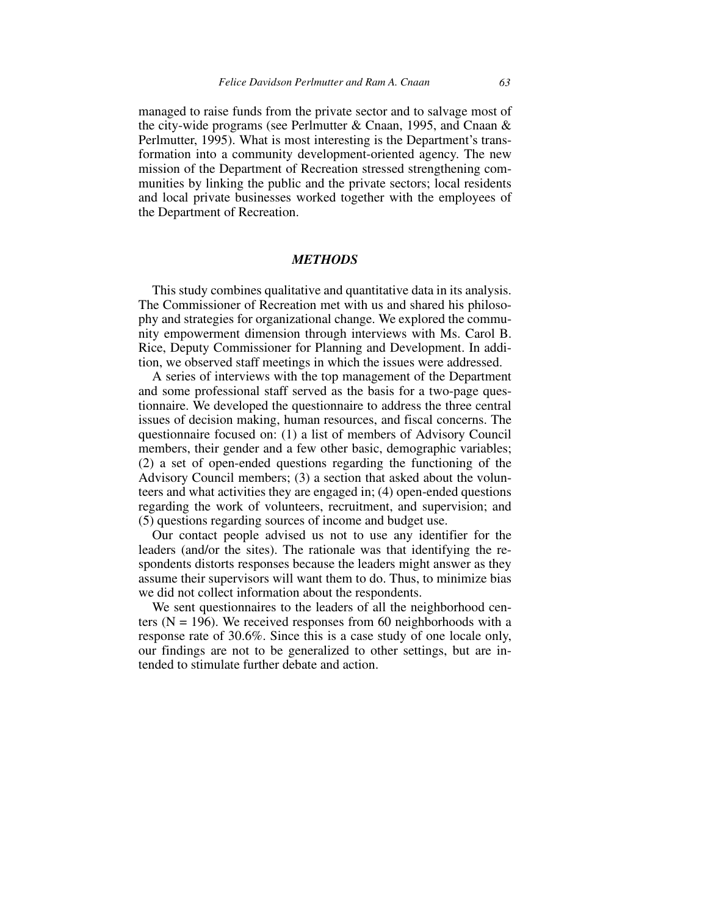managed to raise funds from the private sector and to salvage most of the city-wide programs (see Perlmutter & Cnaan, 1995, and Cnaan & Perlmutter, 1995). What is most interesting is the Department's transformation into a community development-oriented agency. The new mission of the Department of Recreation stressed strengthening communities by linking the public and the private sectors; local residents and local private businesses worked together with the employees of the Department of Recreation.

## *METHODS*

This study combines qualitative and quantitative data in its analysis. The Commissioner of Recreation met with us and shared his philosophy and strategies for organizational change. We explored the community empowerment dimension through interviews with Ms. Carol B. Rice, Deputy Commissioner for Planning and Development. In addition, we observed staff meetings in which the issues were addressed.

A series of interviews with the top management of the Department and some professional staff served as the basis for a two-page questionnaire. We developed the questionnaire to address the three central issues of decision making, human resources, and fiscal concerns. The questionnaire focused on: (1) a list of members of Advisory Council members, their gender and a few other basic, demographic variables; (2) a set of open-ended questions regarding the functioning of the Advisory Council members; (3) a section that asked about the volunteers and what activities they are engaged in; (4) open-ended questions regarding the work of volunteers, recruitment, and supervision; and (5) questions regarding sources of income and budget use.

Our contact people advised us not to use any identifier for the leaders (and/or the sites). The rationale was that identifying the respondents distorts responses because the leaders might answer as they assume their supervisors will want them to do. Thus, to minimize bias we did not collect information about the respondents.

We sent questionnaires to the leaders of all the neighborhood centers (N = 196). We received responses from 60 neighborhoods with a response rate of 30.6%. Since this is a case study of one locale only, our findings are not to be generalized to other settings, but are intended to stimulate further debate and action.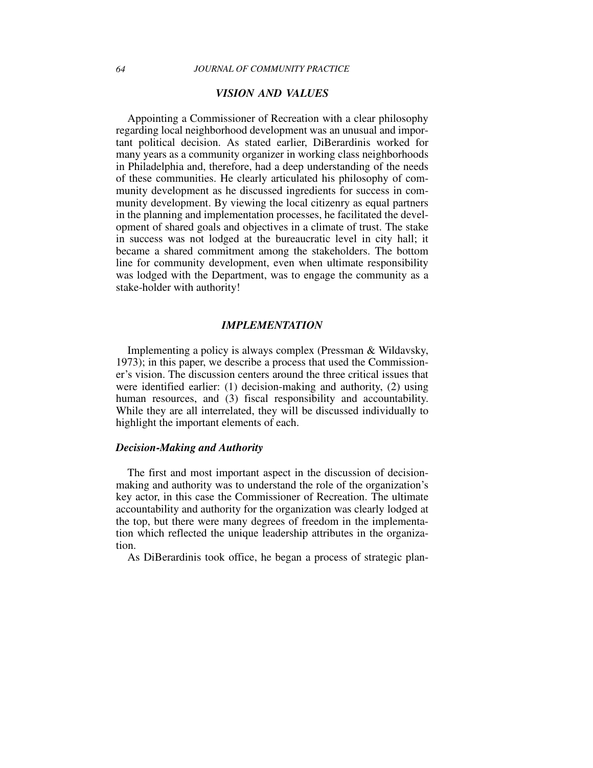## VISION AND VALUES

Appointing a Commissioner of Recreation with a clear philosophy regarding local neighborhood development was an unusual and important political decision. As stated earlier, DiBerardinis worked for many years as a community organizer in working class neighborhoods in Philadelphia and, therefore, had a deep understanding of the needs of these communities. He clearly articulated his philosophy of community development as he discussed ingredients for success in community development. By viewing the local citizenry as equal partners in the planning and implementation processes, he facilitated the development of shared goals and objectives in a climate of trust. The stake in success was not lodged at the bureaucratic level in city hall; it became a shared commitment among the stakeholders. The bottom line for community development, even when ultimate responsibility was lodged with the Department, was to engage the community as a stake-holder with authority!

## IMPLEMENTATION

Implementing a policy is always complex (Pressman & Wildavsky, 1973); in this paper, we describe a process that used the Commissioner's vision. The discussion centers around the three critical issues that were identified earlier: (1) decision-making and authority, (2) using human resources, and (3) fiscal responsibility and accountability. While they are all interrelated, they will be discussed individually to highlight the important elements of each.

### *Decision-Making and Authority*

The first and most important aspect in the discussion of decision-making and authority was to understand the role of the organization's key actor, in this case the Commissioner of Recreation. The ultimate accountability and authority for the organization was clearly lodged at the top, but there were many degrees of freedom in the implementation which reflected the unique leadership attributes in the organization.

As DiBerardinis took office, he began a process of strategic plan-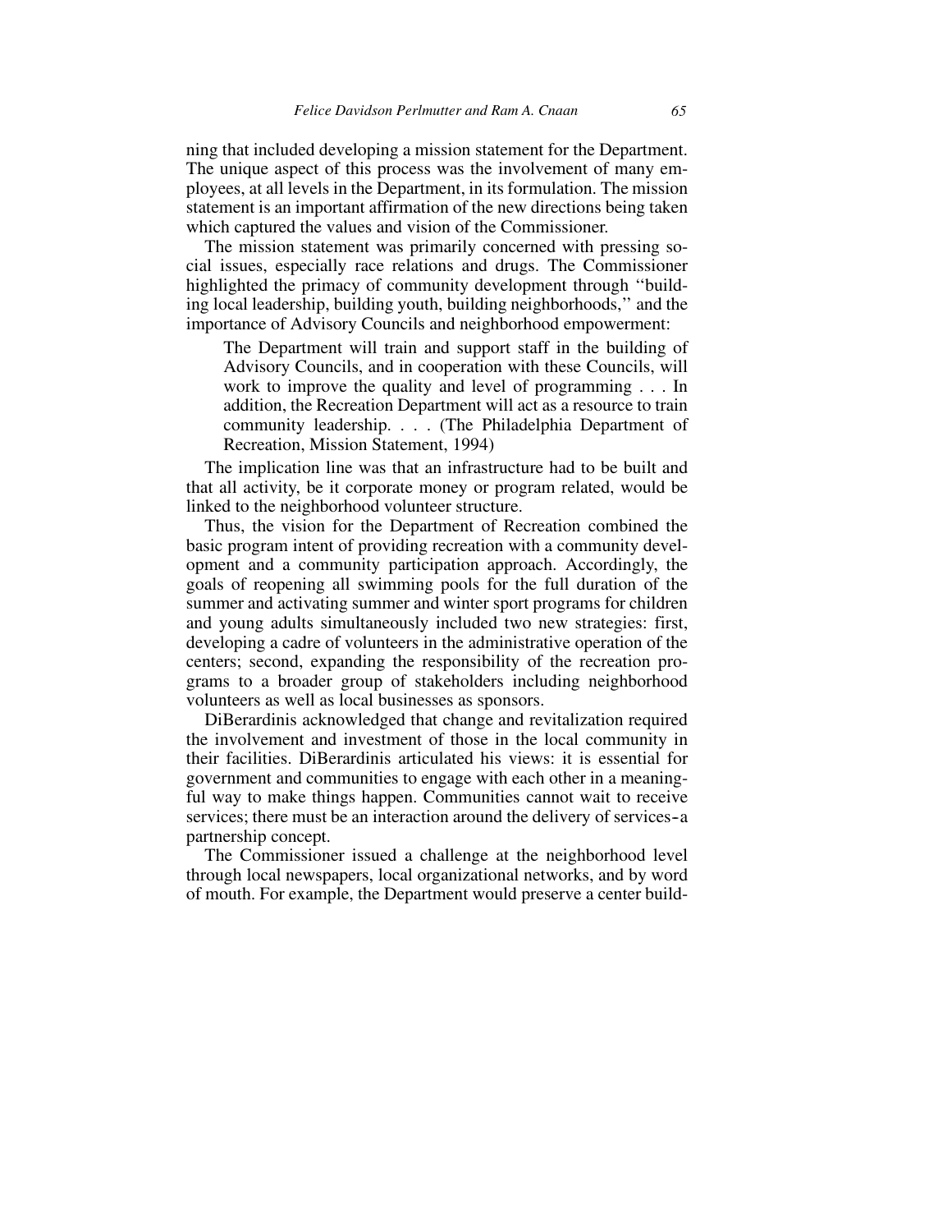ning that included developing a mission statement for the Department. The unique aspect of this process was the involvement of many employees, at all levels in the Department, in its formulation. The mission statement is an important affirmation of the new directions being taken which captured the values and vision of the Commissioner.

The mission statement was primarily concerned with pressing social issues, especially race relations and drugs. The Commissioner highlighted the primacy of community development through ''building local leadership, building youth, building neighborhoods,'' and the importance of Advisory Councils and neighborhood empowerment:

> The Department will train and support staff in the building of Advisory Councils, and in cooperation with these Councils, will work to improve the quality and level of programming . . . In addition, the Recreation Department will act as a resource to train community leadership. . . . (The Philadelphia Department of Recreation, Mission Statement, 1994)

The implication line was that an infrastructure had to be built and that all activity, be it corporate money or program related, would be linked to the neighborhood volunteer structure.

Thus, the vision for the Department of Recreation combined the basic program intent of providing recreation with a community development and a community participation approach. Accordingly, the goals of reopening all swimming pools for the full duration of the summer and activating summer and winter sport programs for children and young adults simultaneously included two new strategies: first, developing a cadre of volunteers in the administrative operation of the centers; second, expanding the responsibility of the recreation programs to a broader group of stakeholders including neighborhood volunteers as well as local businesses as sponsors.

DiBerardinis acknowledged that change and revitalization required the involvement and investment of those in the local community in their facilities. DiBerardinis articulated his views: it is essential for government and communities to engage with each other in a meaningful way to make things happen. Communities cannot wait to receive services; there must be an interaction around the delivery of services–a partnership concept.

The Commissioner issued a challenge at the neighborhood level through local newspapers, local organizational networks, and by word of mouth. For example, the Department would preserve a center build-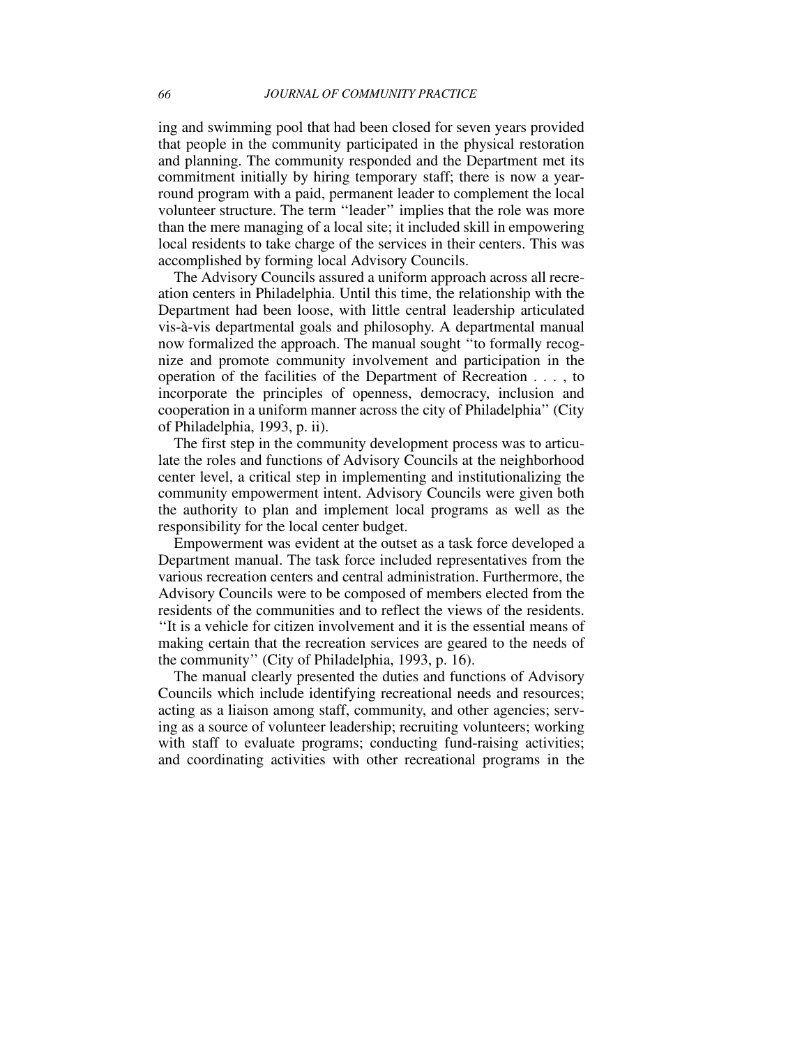ing and swimming pool that had been closed for seven years provided that people in the community participated in the physical restoration and planning. The community responded and the Department met its commitment initially by hiring temporary staff; there is now a year-round program with a paid, permanent leader to complement the local volunteer structure. The term ''leader'' implies that the role was more than the mere managing of a local site; it included skill in empowering local residents to take charge of the services in their centers. This was accomplished by forming local Advisory Councils.

The Advisory Councils assured a uniform approach across all recreation centers in Philadelphia. Until this time, the relationship with the Department had been loose, with little central leadership articulated vis-à-vis departmental goals and philosophy. A departmental manual now formalized the approach. The manual sought ''to formally recognize and promote community involvement and participation in the operation of the facilities of the Department of Recreation . . . , to incorporate the principles of openness, democracy, inclusion and cooperation in a uniform manner across the city of Philadelphia'' (City of Philadelphia, 1993, p. ii).

The first step in the community development process was to articulate the roles and functions of Advisory Councils at the neighborhood center level, a critical step in implementing and institutionalizing the community empowerment intent. Advisory Councils were given both the authority to plan and implement local programs as well as the responsibility for the local center budget.

Empowerment was evident at the outset as a task force developed a Department manual. The task force included representatives from the various recreation centers and central administration. Furthermore, the Advisory Councils were to be composed of members elected from the residents of the communities and to reflect the views of the residents. ''It is a vehicle for citizen involvement and it is the essential means of making certain that the recreation services are geared to the needs of the community'' (City of Philadelphia, 1993, p. 16).

The manual clearly presented the duties and functions of Advisory Councils which include identifying recreational needs and resources; acting as a liaison among staff, community, and other agencies; serving as a source of volunteer leadership; recruiting volunteers; working with staff to evaluate programs; conducting fund-raising activities; and coordinating activities with other recreational programs in the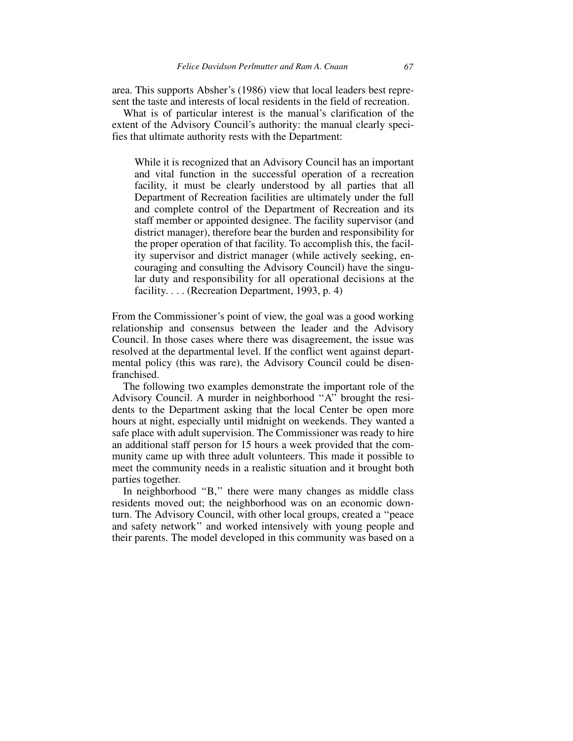area. This supports Absher's (1986) view that local leaders best represent the taste and interests of local residents in the field of recreation.

What is of particular interest is the manual's clarification of the extent of the Advisory Council's authority: the manual clearly specifies that ultimate authority rests with the Department:

> While it is recognized that an Advisory Council has an important and vital function in the successful operation of a recreation facility, it must be clearly understood by all parties that all Department of Recreation facilities are ultimately under the full and complete control of the Department of Recreation and its staff member or appointed designee. The facility supervisor (and district manager), therefore bear the burden and responsibility for the proper operation of that facility. To accomplish this, the facility supervisor and district manager (while actively seeking, encouraging and consulting the Advisory Council) have the singular duty and responsibility for all operational decisions at the facility. . . . (Recreation Department, 1993, p. 4)

From the Commissioner's point of view, the goal was a good working relationship and consensus between the leader and the Advisory Council. In those cases where there was disagreement, the issue was resolved at the departmental level. If the conflict went against departmental policy (this was rare), the Advisory Council could be disenfranchised.

The following two examples demonstrate the important role of the Advisory Council. A murder in neighborhood "A" brought the residents to the Department asking that the local Center be open more hours at night, especially until midnight on weekends. They wanted a safe place with adult supervision. The Commissioner was ready to hire an additional staff person for 15 hours a week provided that the community came up with three adult volunteers. This made it possible to meet the community needs in a realistic situation and it brought both parties together.

In neighborhood "B," there were many changes as middle class residents moved out; the neighborhood was on an economic downturn. The Advisory Council, with other local groups, created a "peace and safety network" and worked intensively with young people and their parents. The model developed in this community was based on a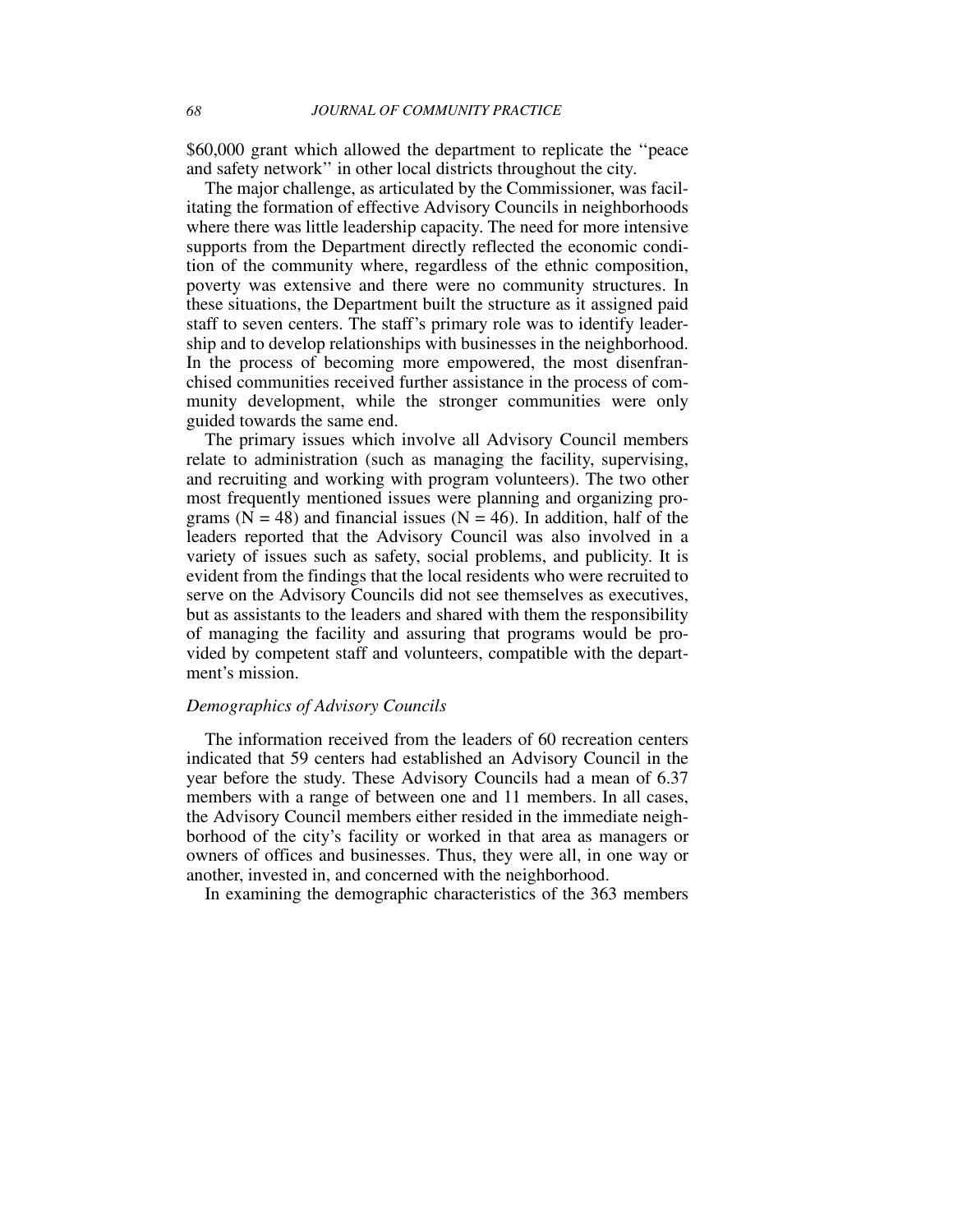$60,000 grant which allowed the department to replicate the ''peace and safety network'' in other local districts throughout the city.

The major challenge, as articulated by the Commissioner, was facilitating the formation of effective Advisory Councils in neighborhoods where there was little leadership capacity. The need for more intensive supports from the Department directly reflected the economic condition of the community where, regardless of the ethnic composition, poverty was extensive and there were no community structures. In these situations, the Department built the structure as it assigned paid staff to seven centers. The staff's primary role was to identify leadership and to develop relationships with businesses in the neighborhood. In the process of becoming more empowered, the most disenfranchised communities received further assistance in the process of community development, while the stronger communities were only guided towards the same end.

The primary issues which involve all Advisory Council members relate to administration (such as managing the facility, supervising, and recruiting and working with program volunteers). The two other most frequently mentioned issues were planning and organizing programs ($N = 48$) and financial issues ($N = 46$). In addition, half of the leaders reported that the Advisory Council was also involved in a variety of issues such as safety, social problems, and publicity. It is evident from the findings that the local residents who were recruited to serve on the Advisory Councils did not see themselves as executives, but as assistants to the leaders and shared with them the responsibility of managing the facility and assuring that programs would be provided by competent staff and volunteers, compatible with the department's mission.

*Demographics of Advisory Councils*

The information received from the leaders of 60 recreation centers indicated that 59 centers had established an Advisory Council in the year before the study. These Advisory Councils had a mean of 6.37 members with a range of between one and 11 members. In all cases, the Advisory Council members either resided in the immediate neighborhood of the city's facility or worked in that area as managers or owners of offices and businesses. Thus, they were all, in one way or another, invested in, and concerned with the neighborhood.

In examining the demographic characteristics of the 363 members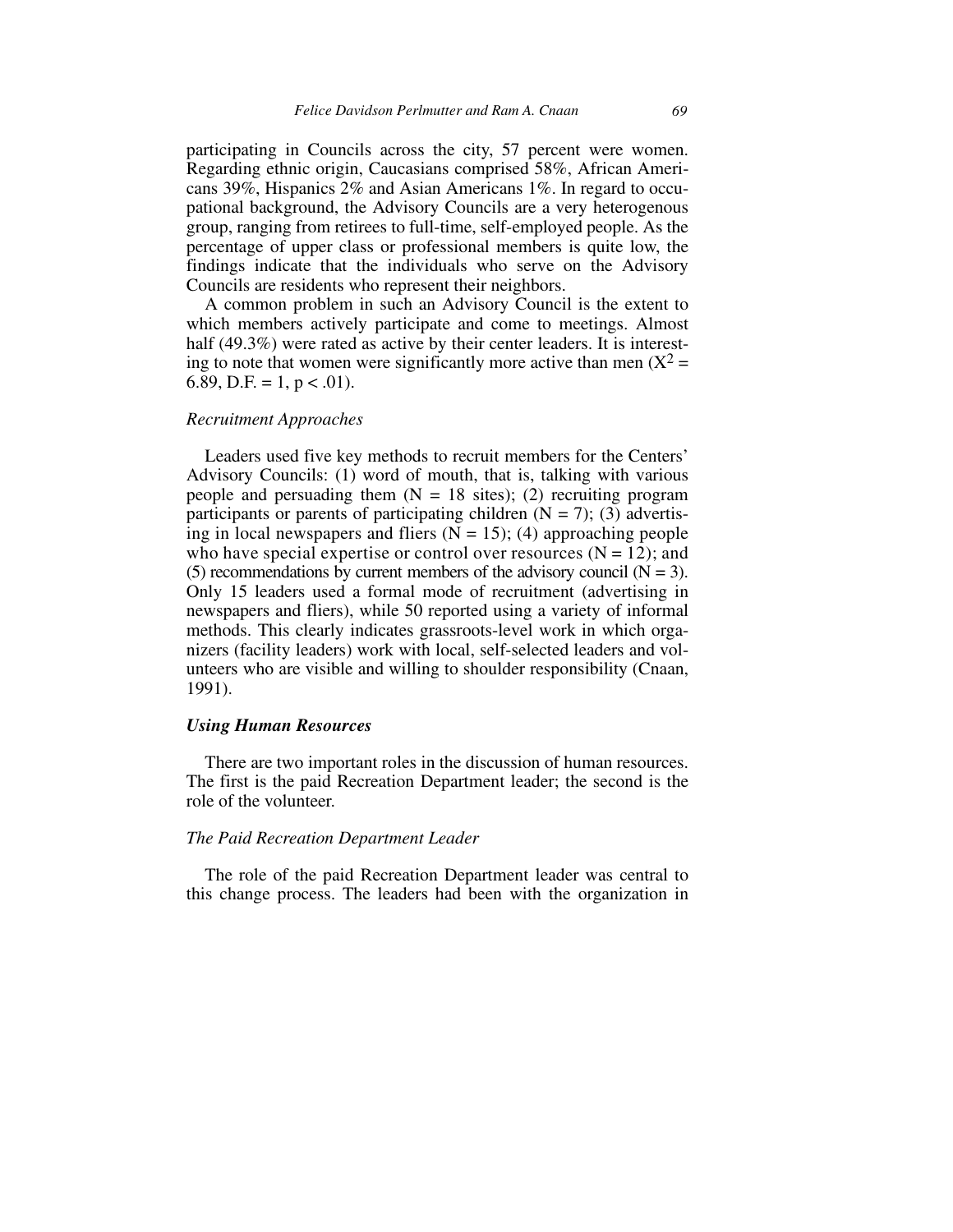participating in Councils across the city, 57 percent were women. Regarding ethnic origin, Caucasians comprised 58%, African Americans 39%, Hispanics 2% and Asian Americans 1%. In regard to occupational background, the Advisory Councils are a very heterogenous group, ranging from retirees to full-time, self-employed people. As the percentage of upper class or professional members is quite low, the findings indicate that the individuals who serve on the Advisory Councils are residents who represent their neighbors.

A common problem in such an Advisory Council is the extent to which members actively participate and come to meetings. Almost half (49.3%) were rated as active by their center leaders. It is interesting to note that women were significantly more active than men ($X^2 = 6.89$, D.F. = 1, $p < .01$).

### *Recruitment Approaches*

Leaders used five key methods to recruit members for the Centers' Advisory Councils: (1) word of mouth, that is, talking with various people and persuading them (N = 18 sites); (2) recruiting program participants or parents of participating children (N = 7); (3) advertising in local newspapers and fliers (N = 15); (4) approaching people who have special expertise or control over resources (N = 12); and (5) recommendations by current members of the advisory council (N = 3). Only 15 leaders used a formal mode of recruitment (advertising in newspapers and fliers), while 50 reported using a variety of informal methods. This clearly indicates grassroots-level work in which organizers (facility leaders) work with local, self-selected leaders and volunteers who are visible and willing to shoulder responsibility (Cnaan, 1991).

## ***Using Human Resources***

There are two important roles in the discussion of human resources. The first is the paid Recreation Department leader; the second is the role of the volunteer.

### *The Paid Recreation Department Leader*

The role of the paid Recreation Department leader was central to this change process. The leaders had been with the organization in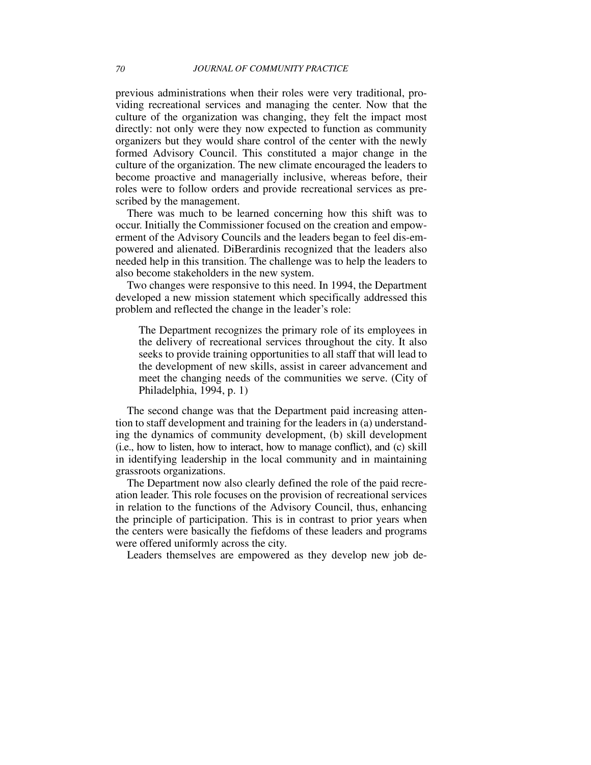previous administrations when their roles were very traditional, providing recreational services and managing the center. Now that the culture of the organization was changing, they felt the impact most directly: not only were they now expected to function as community organizers but they would share control of the center with the newly formed Advisory Council. This constituted a major change in the culture of the organization. The new climate encouraged the leaders to become proactive and managerially inclusive, whereas before, their roles were to follow orders and provide recreational services as prescribed by the management.

There was much to be learned concerning how this shift was to occur. Initially the Commissioner focused on the creation and empowerment of the Advisory Councils and the leaders began to feel dis-empowered and alienated. DiBerardinis recognized that the leaders also needed help in this transition. The challenge was to help the leaders to also become stakeholders in the new system.

Two changes were responsive to this need. In 1994, the Department developed a new mission statement which specifically addressed this problem and reflected the change in the leader's role:

> The Department recognizes the primary role of its employees in the delivery of recreational services throughout the city. It also seeks to provide training opportunities to all staff that will lead to the development of new skills, assist in career advancement and meet the changing needs of the communities we serve. (City of Philadelphia, 1994, p. 1)

The second change was that the Department paid increasing attention to staff development and training for the leaders in (a) understanding the dynamics of community development, (b) skill development (i.e., how to listen, how to interact, how to manage conflict), and (c) skill in identifying leadership in the local community and in maintaining grassroots organizations.

The Department now also clearly defined the role of the paid recreation leader. This role focuses on the provision of recreational services in relation to the functions of the Advisory Council, thus, enhancing the principle of participation. This is in contrast to prior years when the centers were basically the fiefdoms of these leaders and programs were offered uniformly across the city.

Leaders themselves are empowered as they develop new job de-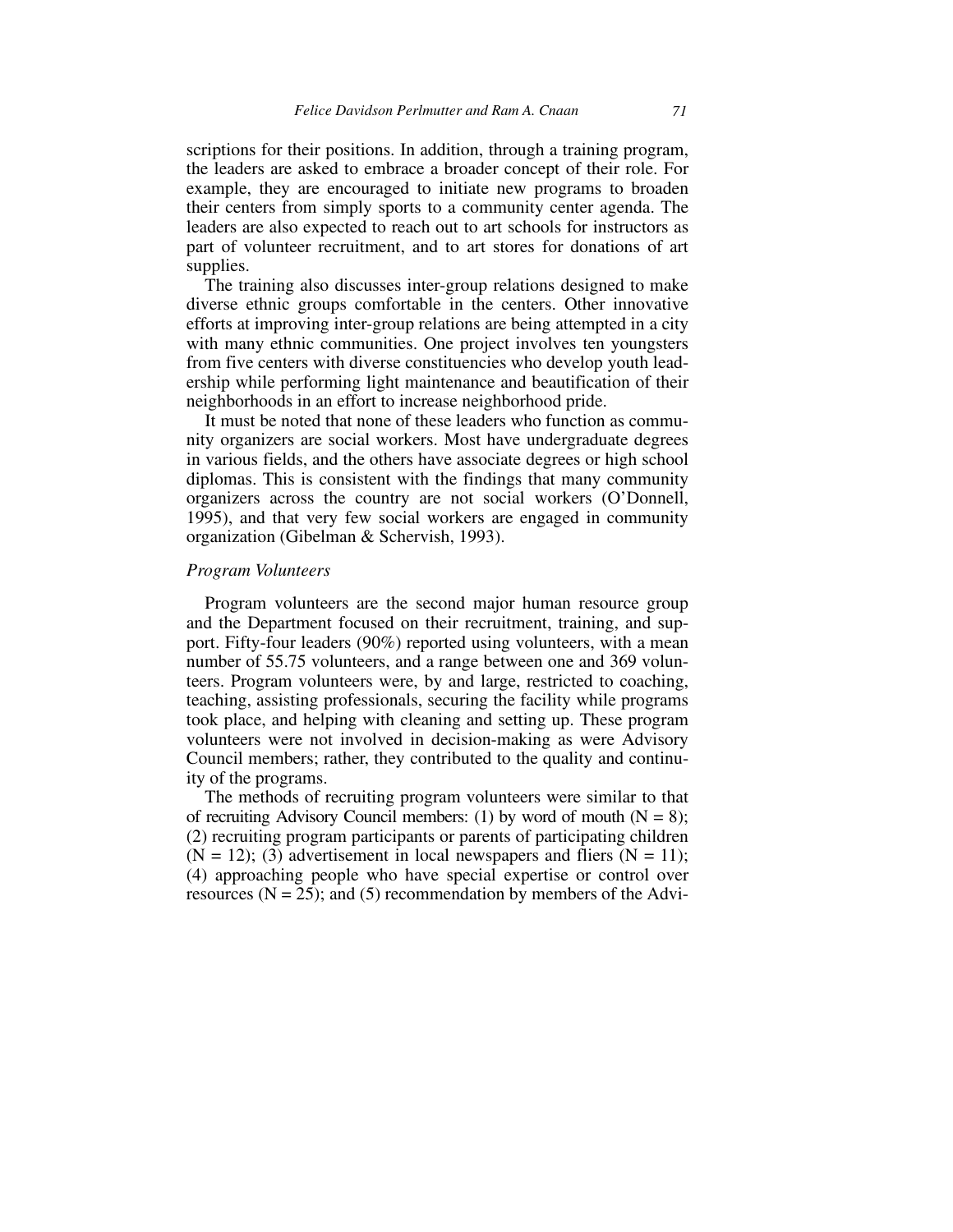scriptions for their positions. In addition, through a training program, the leaders are asked to embrace a broader concept of their role. For example, they are encouraged to initiate new programs to broaden their centers from simply sports to a community center agenda. The leaders are also expected to reach out to art schools for instructors as part of volunteer recruitment, and to art stores for donations of art supplies.

The training also discusses inter-group relations designed to make diverse ethnic groups comfortable in the centers. Other innovative efforts at improving inter-group relations are being attempted in a city with many ethnic communities. One project involves ten youngsters from five centers with diverse constituencies who develop youth leadership while performing light maintenance and beautification of their neighborhoods in an effort to increase neighborhood pride.

It must be noted that none of these leaders who function as community organizers are social workers. Most have undergraduate degrees in various fields, and the others have associate degrees or high school diplomas. This is consistent with the findings that many community organizers across the country are not social workers (O'Donnell, 1995), and that very few social workers are engaged in community organization (Gibelman & Schervish, 1993).

### *Program Volunteers*

Program volunteers are the second major human resource group and the Department focused on their recruitment, training, and support. Fifty-four leaders (90%) reported using volunteers, with a mean number of 55.75 volunteers, and a range between one and 369 volunteers. Program volunteers were, by and large, restricted to coaching, teaching, assisting professionals, securing the facility while programs took place, and helping with cleaning and setting up. These program volunteers were not involved in decision-making as were Advisory Council members; rather, they contributed to the quality and continuity of the programs.

The methods of recruiting program volunteers were similar to that of recruiting Advisory Council members: (1) by word of mouth (N = 8); (2) recruiting program participants or parents of participating children (N = 12); (3) advertisement in local newspapers and fliers (N = 11); (4) approaching people who have special expertise or control over resources (N = 25); and (5) recommendation by members of the Advi-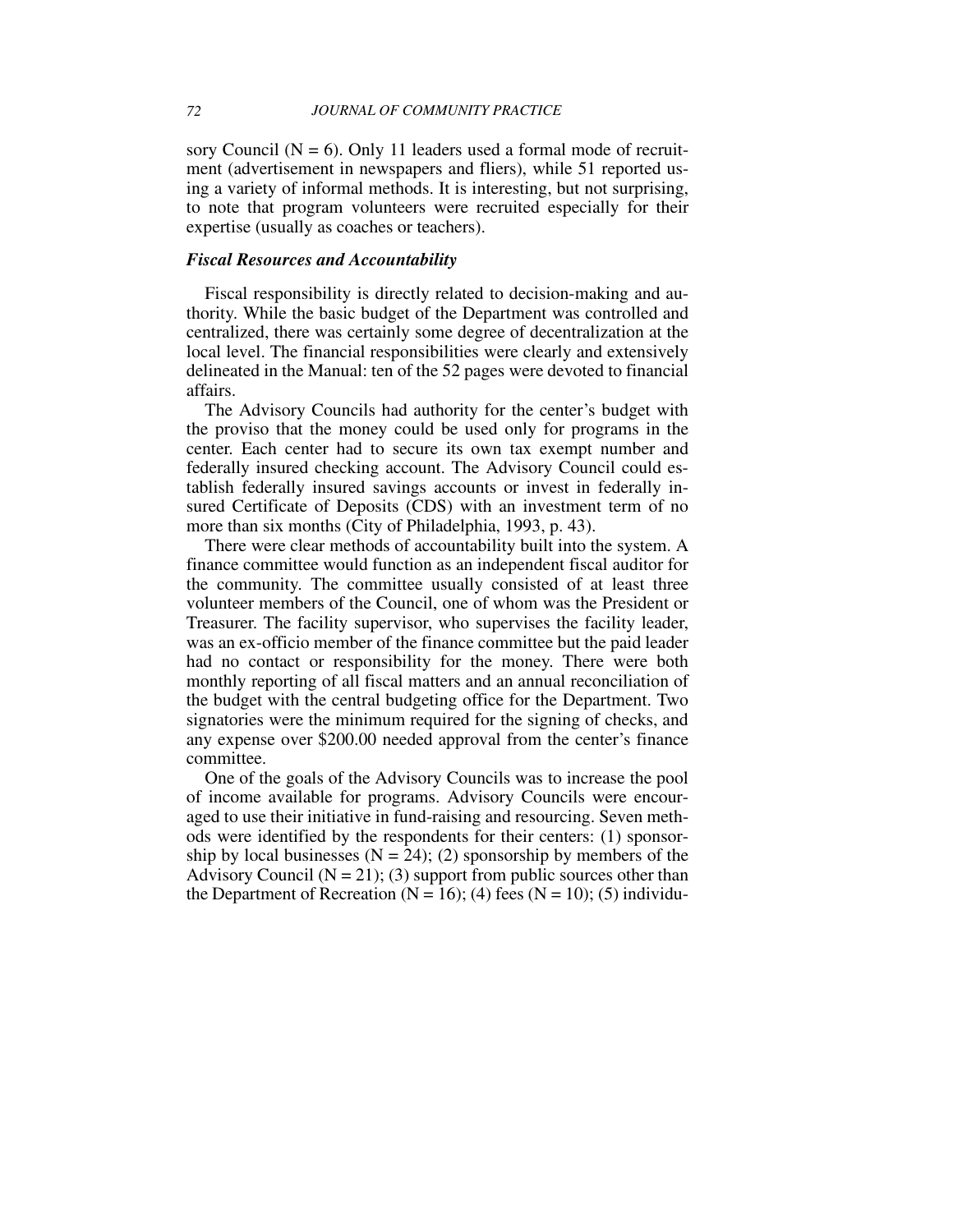sory Council (N = 6). Only 11 leaders used a formal mode of recruitment (advertisement in newspapers and fliers), while 51 reported using a variety of informal methods. It is interesting, but not surprising, to note that program volunteers were recruited especially for their expertise (usually as coaches or teachers).

### *Fiscal Resources and Accountability*

Fiscal responsibility is directly related to decision-making and authority. While the basic budget of the Department was controlled and centralized, there was certainly some degree of decentralization at the local level. The financial responsibilities were clearly and extensively delineated in the Manual: ten of the 52 pages were devoted to financial affairs.

The Advisory Councils had authority for the center's budget with the proviso that the money could be used only for programs in the center. Each center had to secure its own tax exempt number and federally insured checking account. The Advisory Council could establish federally insured savings accounts or invest in federally insured Certificate of Deposits (CDS) with an investment term of no more than six months (City of Philadelphia, 1993, p. 43).

There were clear methods of accountability built into the system. A finance committee would function as an independent fiscal auditor for the community. The committee usually consisted of at least three volunteer members of the Council, one of whom was the President or Treasurer. The facility supervisor, who supervises the facility leader, was an ex-officio member of the finance committee but the paid leader had no contact or responsibility for the money. There were both monthly reporting of all fiscal matters and an annual reconciliation of the budget with the central budgeting office for the Department. Two signatories were the minimum required for the signing of checks, and any expense over $200.00 needed approval from the center's finance committee.

One of the goals of the Advisory Councils was to increase the pool of income available for programs. Advisory Councils were encouraged to use their initiative in fund-raising and resourcing. Seven methods were identified by the respondents for their centers: (1) sponsorship by local businesses (N = 24); (2) sponsorship by members of the Advisory Council (N = 21); (3) support from public sources other than the Department of Recreation (N = 16); (4) fees (N = 10); (5) individu-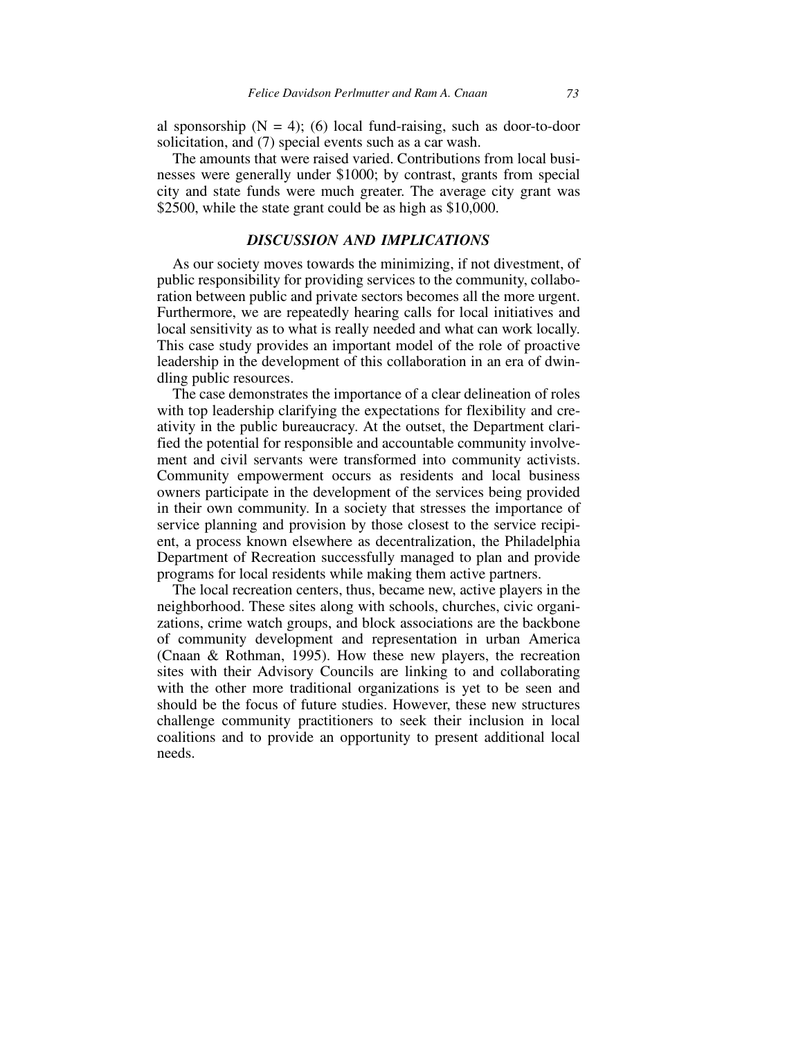al sponsorship (N = 4); (6) local fund-raising, such as door-to-door solicitation, and (7) special events such as a car wash.

The amounts that were raised varied. Contributions from local businesses were generally under $1000; by contrast, grants from special city and state funds were much greater. The average city grant was $2500, while the state grant could be as high as $10,000.

## *DISCUSSION AND IMPLICATIONS*

As our society moves towards the minimizing, if not divestment, of public responsibility for providing services to the community, collaboration between public and private sectors becomes all the more urgent. Furthermore, we are repeatedly hearing calls for local initiatives and local sensitivity as to what is really needed and what can work locally. This case study provides an important model of the role of proactive leadership in the development of this collaboration in an era of dwindling public resources.

The case demonstrates the importance of a clear delineation of roles with top leadership clarifying the expectations for flexibility and creativity in the public bureaucracy. At the outset, the Department clarified the potential for responsible and accountable community involvement and civil servants were transformed into community activists. Community empowerment occurs as residents and local business owners participate in the development of the services being provided in their own community. In a society that stresses the importance of service planning and provision by those closest to the service recipient, a process known elsewhere as decentralization, the Philadelphia Department of Recreation successfully managed to plan and provide programs for local residents while making them active partners.

The local recreation centers, thus, became new, active players in the neighborhood. These sites along with schools, churches, civic organizations, crime watch groups, and block associations are the backbone of community development and representation in urban America (Cnaan & Rothman, 1995). How these new players, the recreation sites with their Advisory Councils are linking to and collaborating with the other more traditional organizations is yet to be seen and should be the focus of future studies. However, these new structures challenge community practitioners to seek their inclusion in local coalitions and to provide an opportunity to present additional local needs.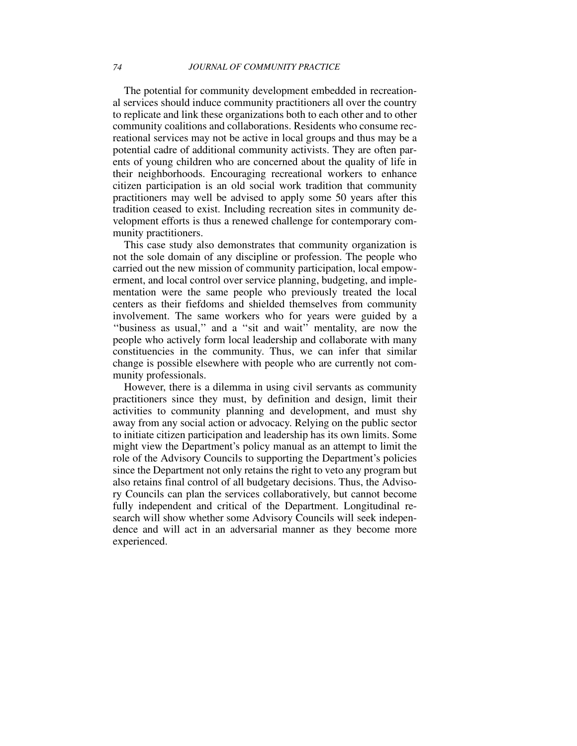The potential for community development embedded in recreational services should induce community practitioners all over the country to replicate and link these organizations both to each other and to other community coalitions and collaborations. Residents who consume recreational services may not be active in local groups and thus may be a potential cadre of additional community activists. They are often parents of young children who are concerned about the quality of life in their neighborhoods. Encouraging recreational workers to enhance citizen participation is an old social work tradition that community practitioners may well be advised to apply some 50 years after this tradition ceased to exist. Including recreation sites in community development efforts is thus a renewed challenge for contemporary community practitioners.

This case study also demonstrates that community organization is not the sole domain of any discipline or profession. The people who carried out the new mission of community participation, local empowerment, and local control over service planning, budgeting, and implementation were the same people who previously treated the local centers as their fiefdoms and shielded themselves from community involvement. The same workers who for years were guided by a "business as usual," and a "sit and wait" mentality, are now the people who actively form local leadership and collaborate with many constituencies in the community. Thus, we can infer that similar change is possible elsewhere with people who are currently not community professionals.

However, there is a dilemma in using civil servants as community practitioners since they must, by definition and design, limit their activities to community planning and development, and must shy away from any social action or advocacy. Relying on the public sector to initiate citizen participation and leadership has its own limits. Some might view the Department's policy manual as an attempt to limit the role of the Advisory Councils to supporting the Department's policies since the Department not only retains the right to veto any program but also retains final control of all budgetary decisions. Thus, the Advisory Councils can plan the services collaboratively, but cannot become fully independent and critical of the Department. Longitudinal research will show whether some Advisory Councils will seek independence and will act in an adversarial manner as they become more experienced.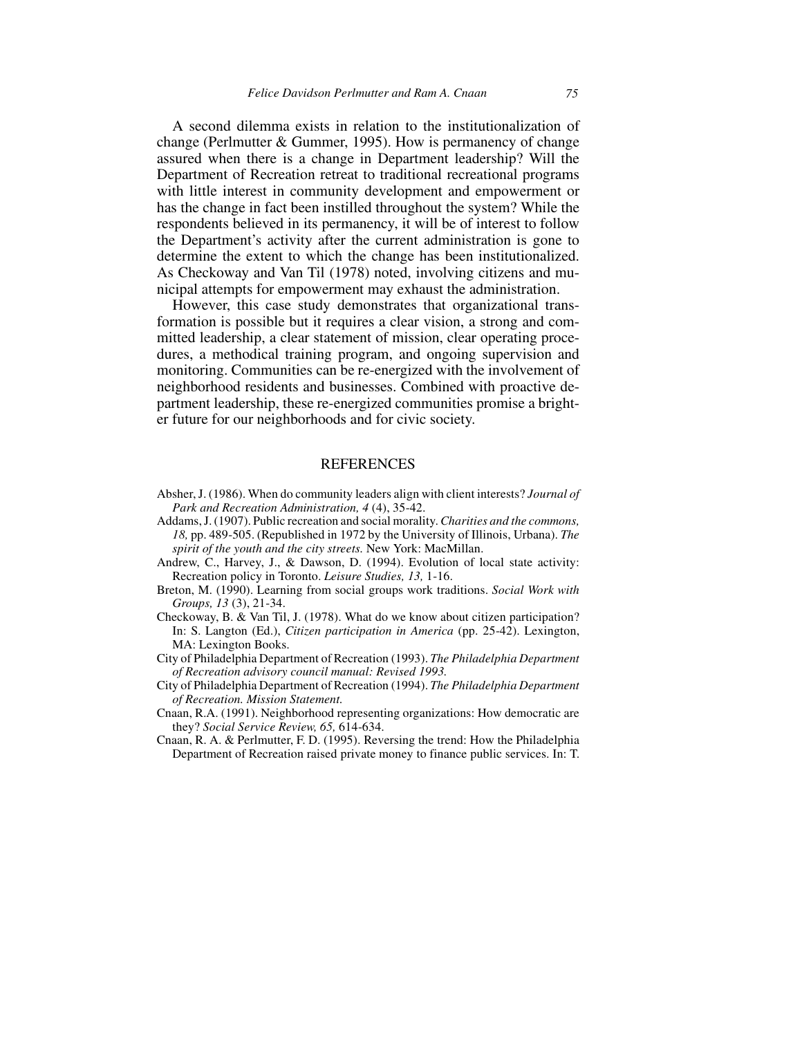A second dilemma exists in relation to the institutionalization of change (Perlmutter & Gummer, 1995). How is permanency of change assured when there is a change in Department leadership? Will the Department of Recreation retreat to traditional recreational programs with little interest in community development and empowerment or has the change in fact been instilled throughout the system? While the respondents believed in its permanency, it will be of interest to follow the Department's activity after the current administration is gone to determine the extent to which the change has been institutionalized. As Checkoway and Van Til (1978) noted, involving citizens and municipal attempts for empowerment may exhaust the administration.

However, this case study demonstrates that organizational transformation is possible but it requires a clear vision, a strong and committed leadership, a clear statement of mission, clear operating procedures, a methodical training program, and ongoing supervision and monitoring. Communities can be re-energized with the involvement of neighborhood residents and businesses. Combined with proactive department leadership, these re-energized communities promise a brighter future for our neighborhoods and for civic society.

## REFERENCES

Absher, J. (1986). When do community leaders align with client interests? *Journal of Park and Recreation Administration, 4* (4), 35-42.

Addams, J. (1907). Public recreation and social morality. *Charities and the commons, 18,* pp. 489-505. (Republished in 1972 by the University of Illinois, Urbana). *The spirit of the youth and the city streets.* New York: MacMillan.

Andrew, C., Harvey, J., & Dawson, D. (1994). Evolution of local state activity: Recreation policy in Toronto. *Leisure Studies, 13,* 1-16.

Breton, M. (1990). Learning from social groups work traditions. *Social Work with Groups, 13* (3), 21-34.

Checkoway, B. & Van Til, J. (1978). What do we know about citizen participation? In: S. Langton (Ed.), *Citizen participation in America* (pp. 25-42). Lexington, MA: Lexington Books.

City of Philadelphia Department of Recreation (1993). *The Philadelphia Department of Recreation advisory council manual: Revised 1993.*

City of Philadelphia Department of Recreation (1994). *The Philadelphia Department of Recreation. Mission Statement.*

Cnaan, R.A. (1991). Neighborhood representing organizations: How democratic are they? *Social Service Review, 65,* 614-634.

Cnaan, R. A. & Perlmutter, F. D. (1995). Reversing the trend: How the Philadelphia Department of Recreation raised private money to finance public services. In: T.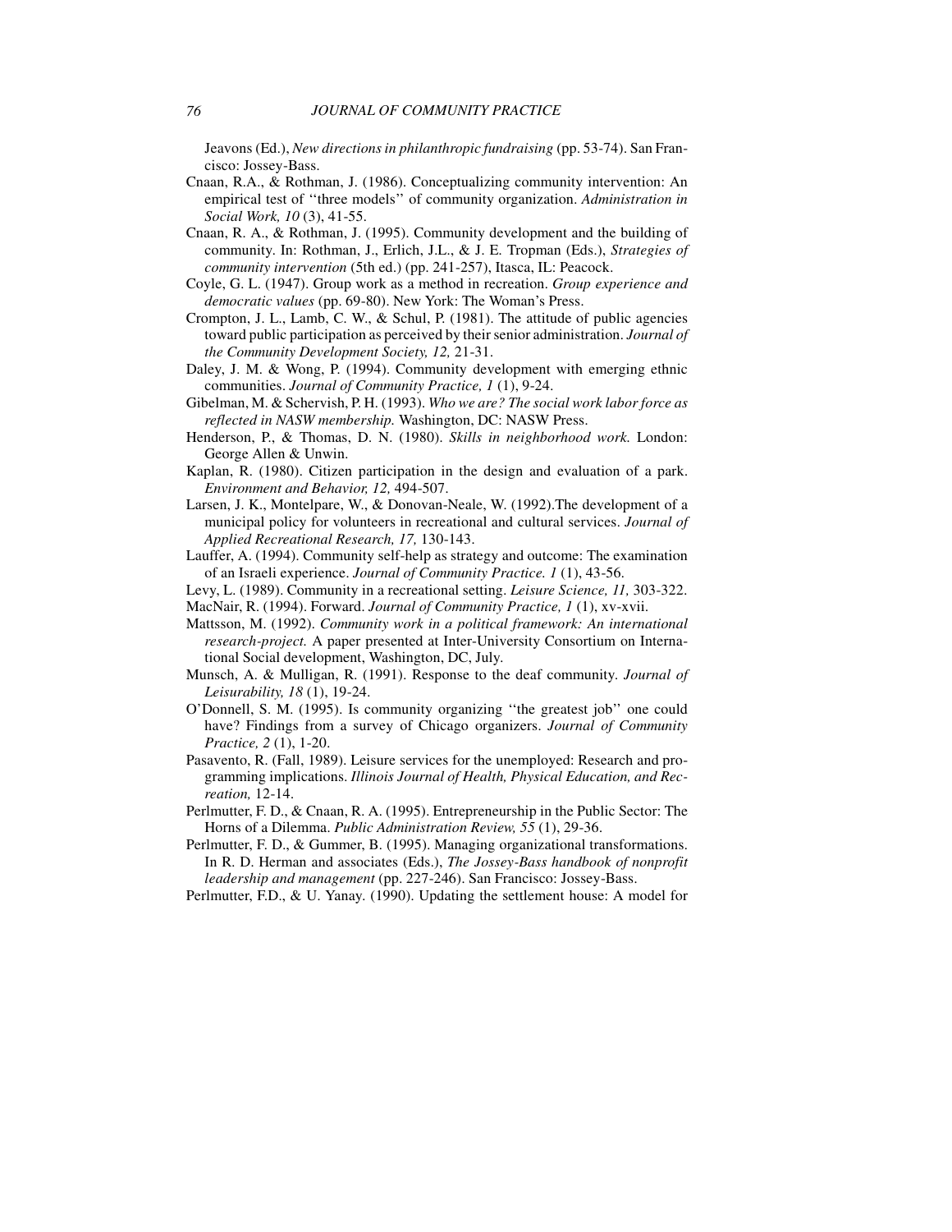Jeavons (Ed.), *New directions in philanthropic fundraising* (pp. 53-74). San Francisco: Jossey-Bass.

Cnaan, R.A., & Rothman, J. (1986). Conceptualizing community intervention: An empirical test of ''three models'' of community organization. *Administration in Social Work, 10* (3), 41-55.

Cnaan, R. A., & Rothman, J. (1995). Community development and the building of community. In: Rothman, J., Erlich, J.L., & J. E. Tropman (Eds.), *Strategies of community intervention* (5th ed.) (pp. 241-257), Itasca, IL: Peacock.

Coyle, G. L. (1947). Group work as a method in recreation. *Group experience and democratic values* (pp. 69-80). New York: The Woman's Press.

Crompton, J. L., Lamb, C. W., & Schul, P. (1981). The attitude of public agencies toward public participation as perceived by their senior administration. *Journal of the Community Development Society, 12,* 21-31.

Daley, J. M. & Wong, P. (1994). Community development with emerging ethnic communities. *Journal of Community Practice, 1* (1), 9-24.

Gibelman, M. & Schervish, P. H. (1993). *Who we are? The social work labor force as reflected in NASW membership.* Washington, DC: NASW Press.

Henderson, P., & Thomas, D. N. (1980). *Skills in neighborhood work.* London: George Allen & Unwin.

Kaplan, R. (1980). Citizen participation in the design and evaluation of a park. *Environment and Behavior, 12,* 494-507.

Larsen, J. K., Montelpare, W., & Donovan-Neale, W. (1992).The development of a municipal policy for volunteers in recreational and cultural services. *Journal of Applied Recreational Research, 17,* 130-143.

Lauffer, A. (1994). Community self-help as strategy and outcome: The examination of an Israeli experience. *Journal of Community Practice. 1* (1), 43-56.

Levy, L. (1989). Community in a recreational setting. *Leisure Science, 11,* 303-322.

MacNair, R. (1994). Forward. *Journal of Community Practice, 1* (1), xv-xvii.

Mattsson, M. (1992). *Community work in a political framework: An international research-project.* A paper presented at Inter-University Consortium on International Social development, Washington, DC, July.

Munsch, A. & Mulligan, R. (1991). Response to the deaf community. *Journal of Leisurability, 18* (1), 19-24.

O'Donnell, S. M. (1995). Is community organizing ''the greatest job'' one could have? Findings from a survey of Chicago organizers. *Journal of Community Practice, 2* (1), 1-20.

Pasavento, R. (Fall, 1989). Leisure services for the unemployed: Research and programming implications. *Illinois Journal of Health, Physical Education, and Recreation,* 12-14.

Perlmutter, F. D., & Cnaan, R. A. (1995). Entrepreneurship in the Public Sector: The Horns of a Dilemma. *Public Administration Review, 55* (1), 29-36.

Perlmutter, F. D., & Gummer, B. (1995). Managing organizational transformations. In R. D. Herman and associates (Eds.), *The Jossey-Bass handbook of nonprofit leadership and management* (pp. 227-246). San Francisco: Jossey-Bass.

Perlmutter, F.D., & U. Yanay. (1990). Updating the settlement house: A model for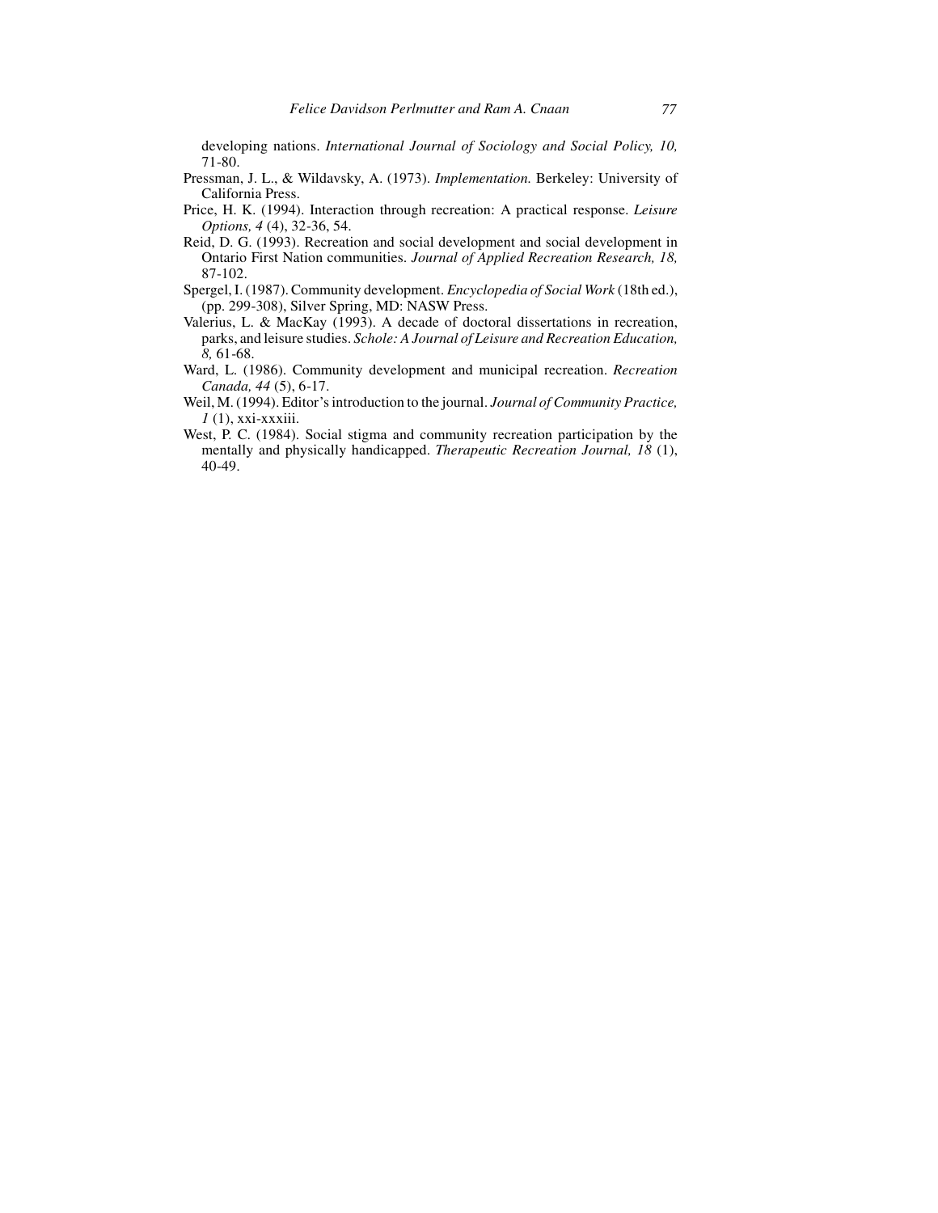developing nations. *International Journal of Sociology and Social Policy, 10,* 71-80.

Pressman, J. L., & Wildavsky, A. (1973). *Implementation.* Berkeley: University of California Press.

Price, H. K. (1994). Interaction through recreation: A practical response. *Leisure Options, 4* (4), 32-36, 54.

Reid, D. G. (1993). Recreation and social development and social development in Ontario First Nation communities. *Journal of Applied Recreation Research, 18,* 87-102.

Spergel, I. (1987). Community development. *Encyclopedia of Social Work* (18th ed.), (pp. 299-308), Silver Spring, MD: NASW Press.

Valerius, L. & MacKay (1993). A decade of doctoral dissertations in recreation, parks, and leisure studies. *Schole: A Journal of Leisure and Recreation Education, 8,* 61-68.

Ward, L. (1986). Community development and municipal recreation. *Recreation Canada, 44* (5), 6-17.

Weil, M. (1994). Editor's introduction to the journal. *Journal of Community Practice, 1* (1), xxi-xxxiii.

West, P. C. (1984). Social stigma and community recreation participation by the mentally and physically handicapped. *Therapeutic Recreation Journal, 18* (1), 40-49.